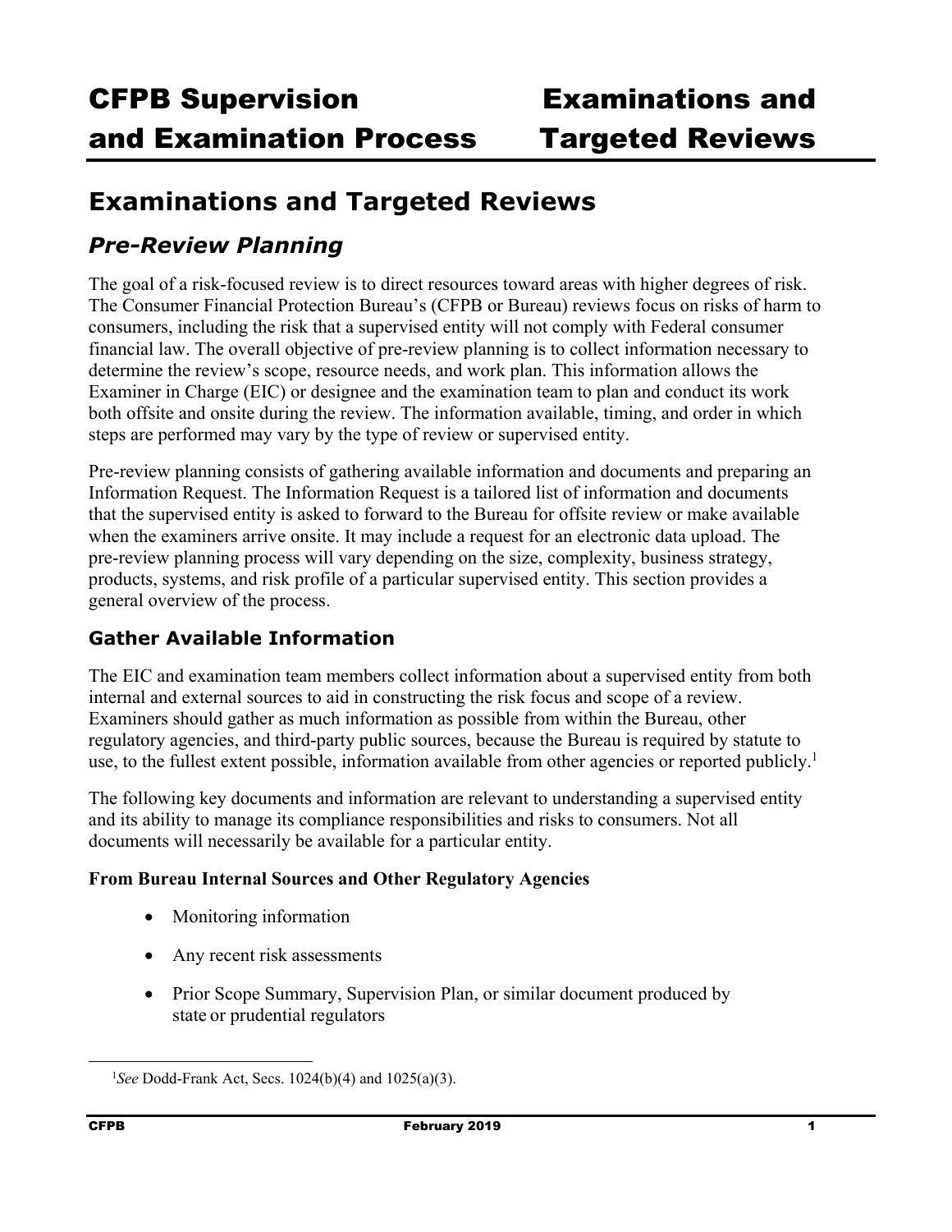# Examinations and Targeted Reviews

## *Pre-Review Planning*

The goal of a risk-focused review is to direct resources toward areas with higher degrees of risk. The Consumer Financial Protection Bureau's (CFPB or Bureau) reviews focus on risks of harm to consumers, including the risk that a supervised entity will not comply with Federal consumer financial law. The overall objective of pre-review planning is to collect information necessary to determine the review's scope, resource needs, and work plan. This information allows the Examiner in Charge (EIC) or designee and the examination team to plan and conduct its work both offsite and onsite during the review. The information available, timing, and order in which steps are performed may vary by the type of review or supervised entity.

Pre-review planning consists of gathering available information and documents and preparing an Information Request. The Information Request is a tailored list of information and documents that the supervised entity is asked to forward to the Bureau for offsite review or make available when the examiners arrive onsite. It may include a request for an electronic data upload. The pre-review planning process will vary depending on the size, complexity, business strategy, products, systems, and risk profile of a particular supervised entity. This section provides a general overview of the process.

### Gather Available Information

The EIC and examination team members collect information about a supervised entity from both internal and external sources to aid in constructing the risk focus and scope of a review. Examiners should gather as much information as possible from within the Bureau, other regulatory agencies, and third-party public sources, because the Bureau is required by statute to use, to the fullest extent possible, information available from other agencies or reported publicly.[1]

The following key documents and information are relevant to understanding a supervised entity and its ability to manage its compliance responsibilities and risks to consumers. Not all documents will necessarily be available for a particular entity.

**From Bureau Internal Sources and Other Regulatory Agencies**

- Monitoring information
- Any recent risk assessments
- Prior Scope Summary, Supervision Plan, or similar document produced by state or prudential regulators

[1] *See* Dodd-Frank Act, Secs. 1024(b)(4) and 1025(a)(3).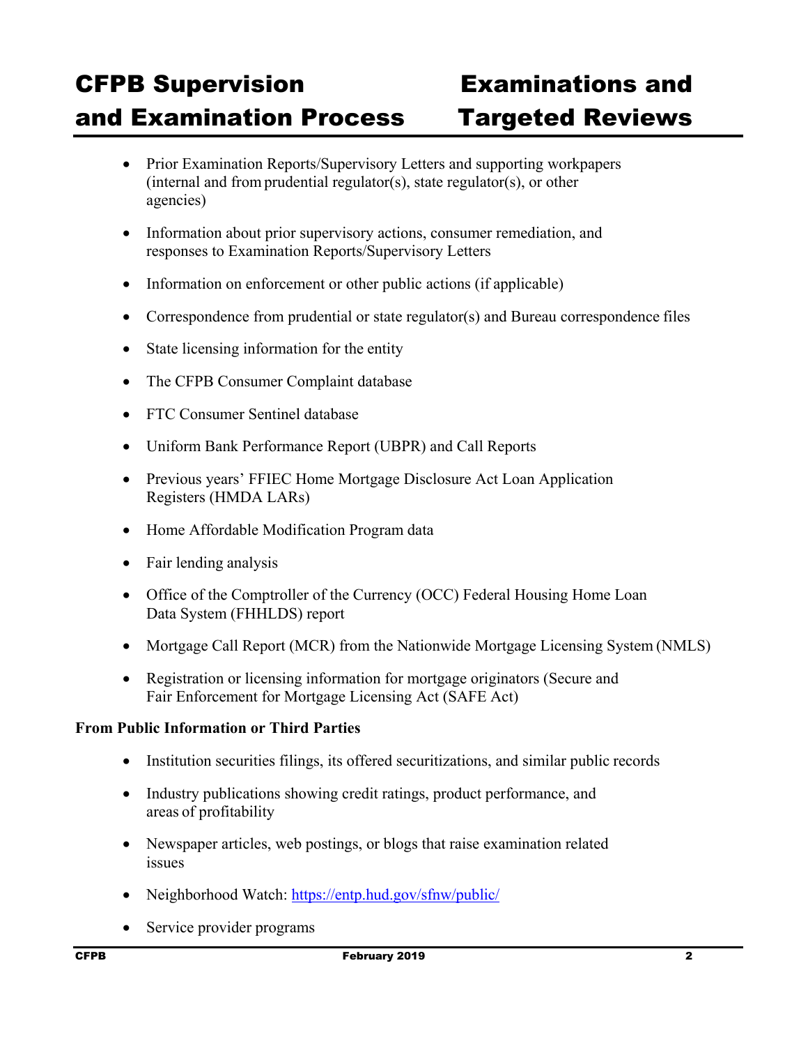- Prior Examination Reports/Supervisory Letters and supporting workpapers (internal and from prudential regulator(s), state regulator(s), or other agencies)
- Information about prior supervisory actions, consumer remediation, and responses to Examination Reports/Supervisory Letters
- Information on enforcement or other public actions (if applicable)
- Correspondence from prudential or state regulator(s) and Bureau correspondence files
- State licensing information for the entity
- The CFPB Consumer Complaint database
- FTC Consumer Sentinel database
- Uniform Bank Performance Report (UBPR) and Call Reports
- Previous years' FFIEC Home Mortgage Disclosure Act Loan Application Registers (HMDA LARs)
- Home Affordable Modification Program data
- Fair lending analysis
- Office of the Comptroller of the Currency (OCC) Federal Housing Home Loan Data System (FHHLDS) report
- Mortgage Call Report (MCR) from the Nationwide Mortgage Licensing System (NMLS)
- Registration or licensing information for mortgage originators (Secure and Fair Enforcement for Mortgage Licensing Act (SAFE Act)

**From Public Information or Third Parties**

- Institution securities filings, its offered securitizations, and similar public records
- Industry publications showing credit ratings, product performance, and areas of profitability
- Newspaper articles, web postings, or blogs that raise examination related issues
- Neighborhood Watch: [https://entp.hud.gov/sfnw/public/](https://entp.hud.gov/sfnw/public/)
- Service provider programs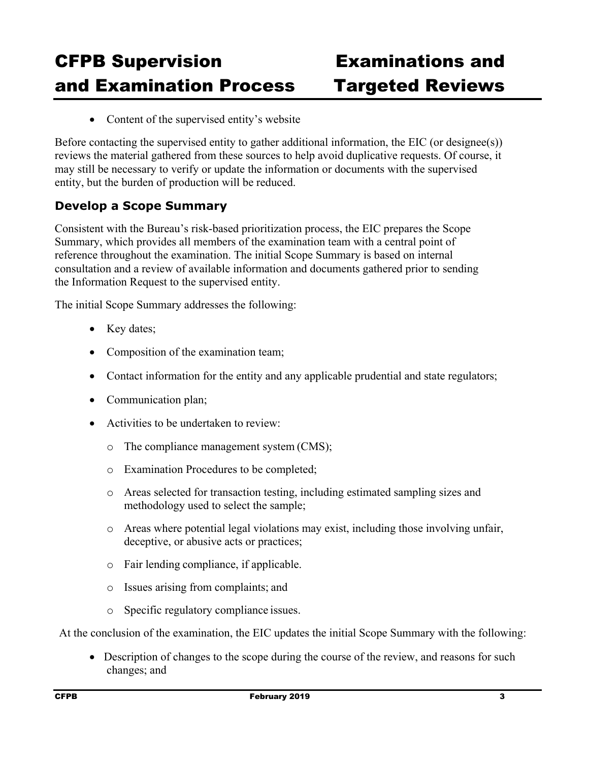- Content of the supervised entity's website

Before contacting the supervised entity to gather additional information, the EIC (or designee(s)) reviews the material gathered from these sources to help avoid duplicative requests. Of course, it may still be necessary to verify or update the information or documents with the supervised entity, but the burden of production will be reduced.

### Develop a Scope Summary

Consistent with the Bureau's risk-based prioritization process, the EIC prepares the Scope Summary, which provides all members of the examination team with a central point of reference throughout the examination. The initial Scope Summary is based on internal consultation and a review of available information and documents gathered prior to sending the Information Request to the supervised entity.

The initial Scope Summary addresses the following:

- Key dates;
- Composition of the examination team;
- Contact information for the entity and any applicable prudential and state regulators;
- Communication plan;
- Activities to be undertaken to review:
  - The compliance management system (CMS);
  - Examination Procedures to be completed;
  - Areas selected for transaction testing, including estimated sampling sizes and methodology used to select the sample;
  - Areas where potential legal violations may exist, including those involving unfair, deceptive, or abusive acts or practices;
  - Fair lending compliance, if applicable.
  - Issues arising from complaints; and
  - Specific regulatory compliance issues.

At the conclusion of the examination, the EIC updates the initial Scope Summary with the following:

- Description of changes to the scope during the course of the review, and reasons for such changes; and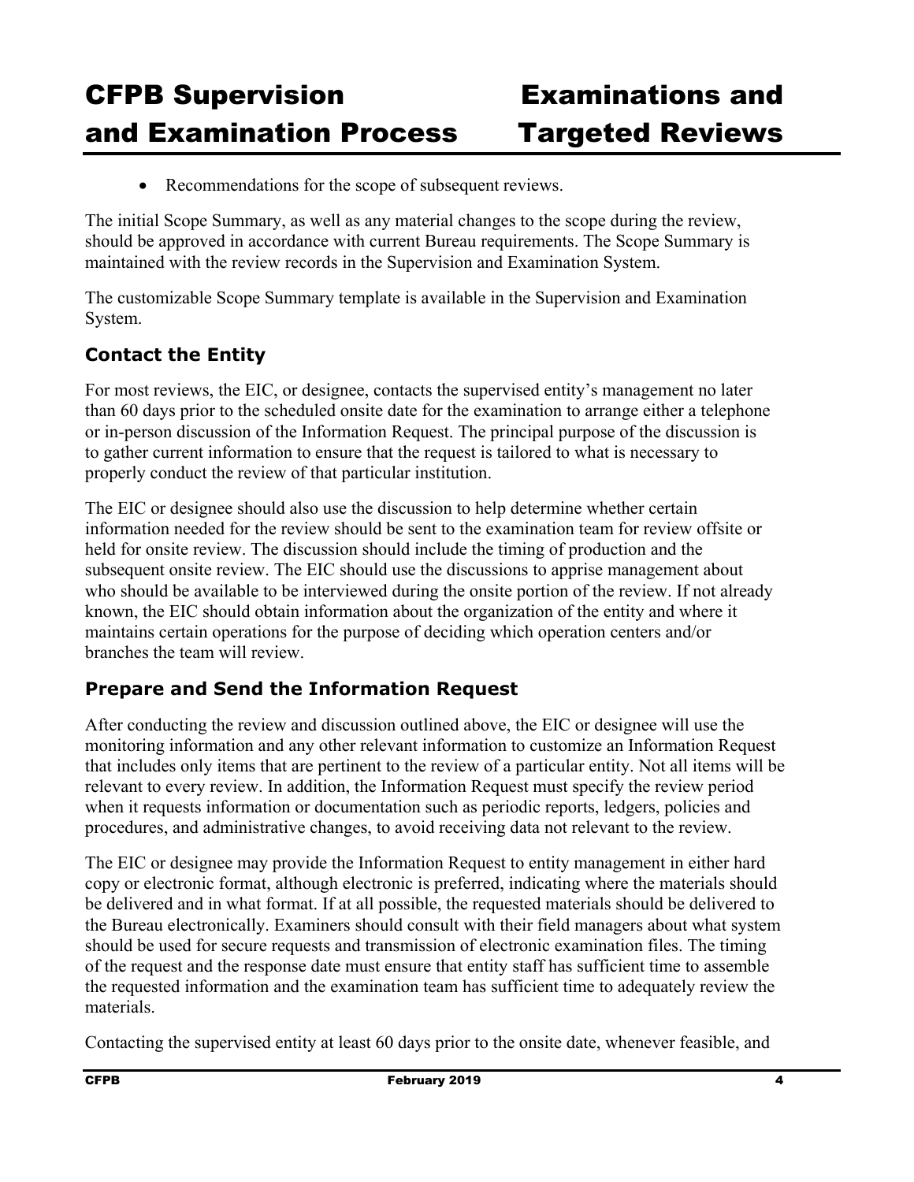- Recommendations for the scope of subsequent reviews.

The initial Scope Summary, as well as any material changes to the scope during the review, should be approved in accordance with current Bureau requirements. The Scope Summary is maintained with the review records in the Supervision and Examination System.

The customizable Scope Summary template is available in the Supervision and Examination System.

### Contact the Entity

For most reviews, the EIC, or designee, contacts the supervised entity's management no later than 60 days prior to the scheduled onsite date for the examination to arrange either a telephone or in-person discussion of the Information Request. The principal purpose of the discussion is to gather current information to ensure that the request is tailored to what is necessary to properly conduct the review of that particular institution.

The EIC or designee should also use the discussion to help determine whether certain information needed for the review should be sent to the examination team for review offsite or held for onsite review. The discussion should include the timing of production and the subsequent onsite review. The EIC should use the discussions to apprise management about who should be available to be interviewed during the onsite portion of the review. If not already known, the EIC should obtain information about the organization of the entity and where it maintains certain operations for the purpose of deciding which operation centers and/or branches the team will review.

### Prepare and Send the Information Request

After conducting the review and discussion outlined above, the EIC or designee will use the monitoring information and any other relevant information to customize an Information Request that includes only items that are pertinent to the review of a particular entity. Not all items will be relevant to every review. In addition, the Information Request must specify the review period when it requests information or documentation such as periodic reports, ledgers, policies and procedures, and administrative changes, to avoid receiving data not relevant to the review.

The EIC or designee may provide the Information Request to entity management in either hard copy or electronic format, although electronic is preferred, indicating where the materials should be delivered and in what format. If at all possible, the requested materials should be delivered to the Bureau electronically. Examiners should consult with their field managers about what system should be used for secure requests and transmission of electronic examination files. The timing of the request and the response date must ensure that entity staff has sufficient time to assemble the requested information and the examination team has sufficient time to adequately review the materials.

Contacting the supervised entity at least 60 days prior to the onsite date, whenever feasible, and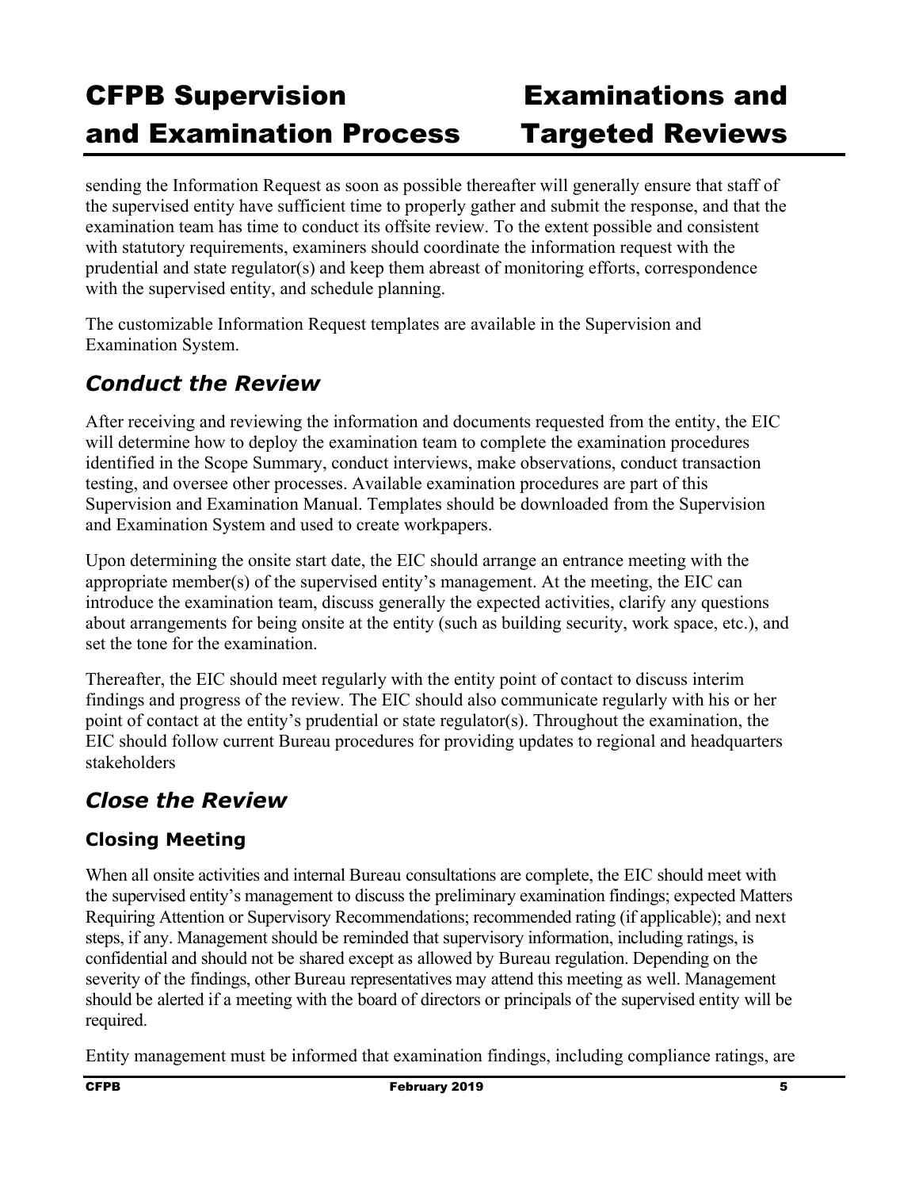sending the Information Request as soon as possible thereafter will generally ensure that staff of the supervised entity have sufficient time to properly gather and submit the response, and that the examination team has time to conduct its offsite review. To the extent possible and consistent with statutory requirements, examiners should coordinate the information request with the prudential and state regulator(s) and keep them abreast of monitoring efforts, correspondence with the supervised entity, and schedule planning.

The customizable Information Request templates are available in the Supervision and Examination System.

## *Conduct the Review*

After receiving and reviewing the information and documents requested from the entity, the EIC will determine how to deploy the examination team to complete the examination procedures identified in the Scope Summary, conduct interviews, make observations, conduct transaction testing, and oversee other processes. Available examination procedures are part of this Supervision and Examination Manual. Templates should be downloaded from the Supervision and Examination System and used to create workpapers.

Upon determining the onsite start date, the EIC should arrange an entrance meeting with the appropriate member(s) of the supervised entity's management. At the meeting, the EIC can introduce the examination team, discuss generally the expected activities, clarify any questions about arrangements for being onsite at the entity (such as building security, work space, etc.), and set the tone for the examination.

Thereafter, the EIC should meet regularly with the entity point of contact to discuss interim findings and progress of the review. The EIC should also communicate regularly with his or her point of contact at the entity's prudential or state regulator(s). Throughout the examination, the EIC should follow current Bureau procedures for providing updates to regional and headquarters stakeholders

## *Close the Review*

### Closing Meeting

When all onsite activities and internal Bureau consultations are complete, the EIC should meet with the supervised entity's management to discuss the preliminary examination findings; expected Matters Requiring Attention or Supervisory Recommendations; recommended rating (if applicable); and next steps, if any. Management should be reminded that supervisory information, including ratings, is confidential and should not be shared except as allowed by Bureau regulation. Depending on the severity of the findings, other Bureau representatives may attend this meeting as well. Management should be alerted if a meeting with the board of directors or principals of the supervised entity will be required.

Entity management must be informed that examination findings, including compliance ratings, are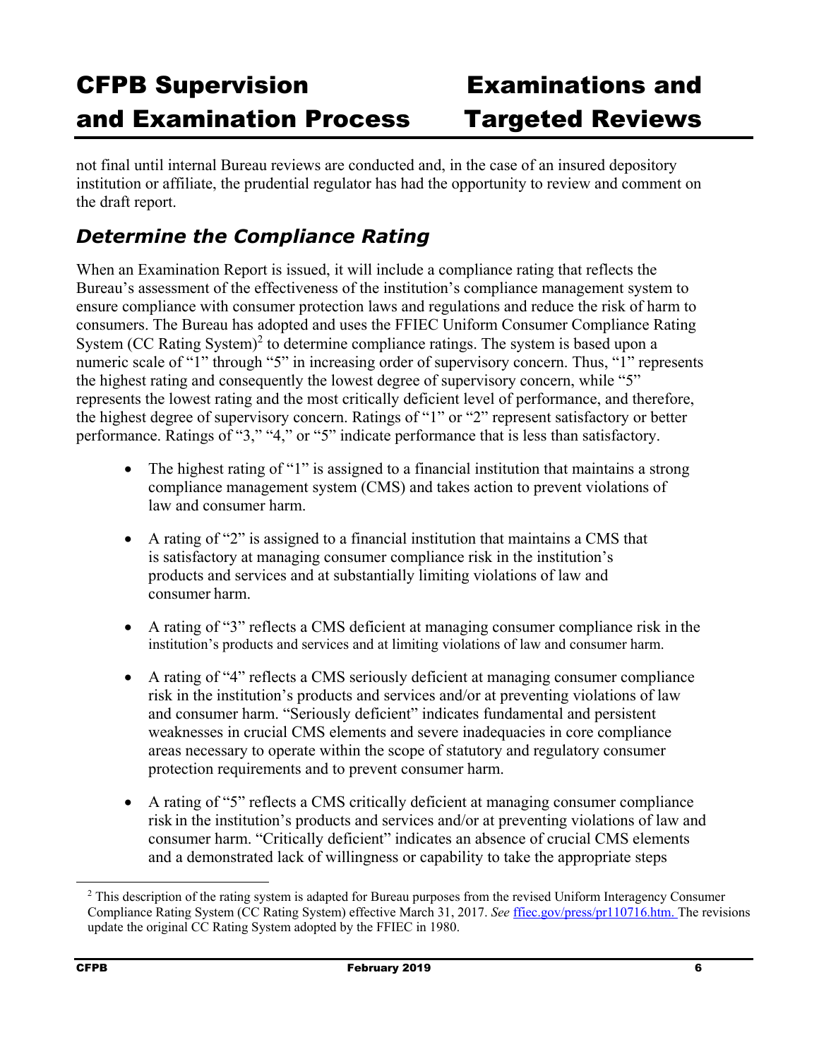not final until internal Bureau reviews are conducted and, in the case of an insured depository institution or affiliate, the prudential regulator has had the opportunity to review and comment on the draft report.

## *Determine the Compliance Rating*

When an Examination Report is issued, it will include a compliance rating that reflects the Bureau's assessment of the effectiveness of the institution's compliance management system to ensure compliance with consumer protection laws and regulations and reduce the risk of harm to consumers. The Bureau has adopted and uses the FFIEC Uniform Consumer Compliance Rating System (CC Rating System)[2] to determine compliance ratings. The system is based upon a numeric scale of "1" through "5" in increasing order of supervisory concern. Thus, "1" represents the highest rating and consequently the lowest degree of supervisory concern, while "5" represents the lowest rating and the most critically deficient level of performance, and therefore, the highest degree of supervisory concern. Ratings of "1" or "2" represent satisfactory or better performance. Ratings of "3," "4," or "5" indicate performance that is less than satisfactory.

- The highest rating of "1" is assigned to a financial institution that maintains a strong compliance management system (CMS) and takes action to prevent violations of law and consumer harm.
- A rating of "2" is assigned to a financial institution that maintains a CMS that is satisfactory at managing consumer compliance risk in the institution's products and services and at substantially limiting violations of law and consumer harm.
- A rating of "3" reflects a CMS deficient at managing consumer compliance risk in the institution's products and services and at limiting violations of law and consumer harm.
- A rating of "4" reflects a CMS seriously deficient at managing consumer compliance risk in the institution's products and services and/or at preventing violations of law and consumer harm. "Seriously deficient" indicates fundamental and persistent weaknesses in crucial CMS elements and severe inadequacies in core compliance areas necessary to operate within the scope of statutory and regulatory consumer protection requirements and to prevent consumer harm.
- A rating of "5" reflects a CMS critically deficient at managing consumer compliance risk in the institution's products and services and/or at preventing violations of law and consumer harm. "Critically deficient" indicates an absence of crucial CMS elements and a demonstrated lack of willingness or capability to take the appropriate steps

---

[2] This description of the rating system is adapted for Bureau purposes from the revised Uniform Interagency Consumer Compliance Rating System (CC Rating System) effective March 31, 2017. *See* ffiec.gov/press/pr110716.htm. The revisions update the original CC Rating System adopted by the FFIEC in 1980.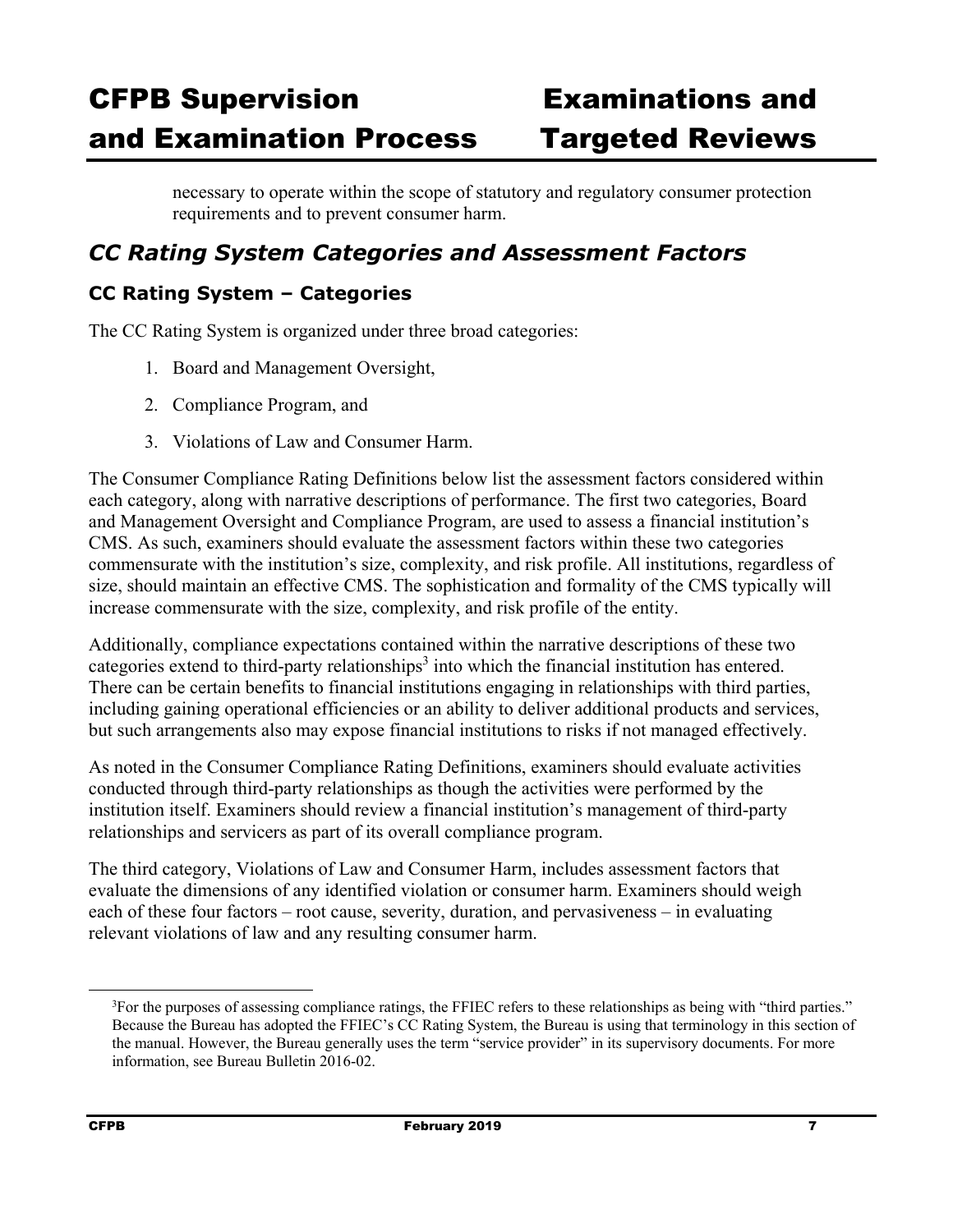necessary to operate within the scope of statutory and regulatory consumer protection requirements and to prevent consumer harm.

## *CC Rating System Categories and Assessment Factors*

### CC Rating System – Categories

The CC Rating System is organized under three broad categories:

1. Board and Management Oversight,
2. Compliance Program, and
3. Violations of Law and Consumer Harm.

The Consumer Compliance Rating Definitions below list the assessment factors considered within each category, along with narrative descriptions of performance. The first two categories, Board and Management Oversight and Compliance Program, are used to assess a financial institution's CMS. As such, examiners should evaluate the assessment factors within these two categories commensurate with the institution's size, complexity, and risk profile. All institutions, regardless of size, should maintain an effective CMS. The sophistication and formality of the CMS typically will increase commensurate with the size, complexity, and risk profile of the entity.

Additionally, compliance expectations contained within the narrative descriptions of these two categories extend to third-party relationships[3] into which the financial institution has entered. There can be certain benefits to financial institutions engaging in relationships with third parties, including gaining operational efficiencies or an ability to deliver additional products and services, but such arrangements also may expose financial institutions to risks if not managed effectively.

As noted in the Consumer Compliance Rating Definitions, examiners should evaluate activities conducted through third-party relationships as though the activities were performed by the institution itself. Examiners should review a financial institution's management of third-party relationships and servicers as part of its overall compliance program.

The third category, Violations of Law and Consumer Harm, includes assessment factors that evaluate the dimensions of any identified violation or consumer harm. Examiners should weigh each of these four factors – root cause, severity, duration, and pervasiveness – in evaluating relevant violations of law and any resulting consumer harm.

---

[3]For the purposes of assessing compliance ratings, the FFIEC refers to these relationships as being with "third parties." Because the Bureau has adopted the FFIEC's CC Rating System, the Bureau is using that terminology in this section of the manual. However, the Bureau generally uses the term "service provider" in its supervisory documents. For more information, see Bureau Bulletin 2016-02.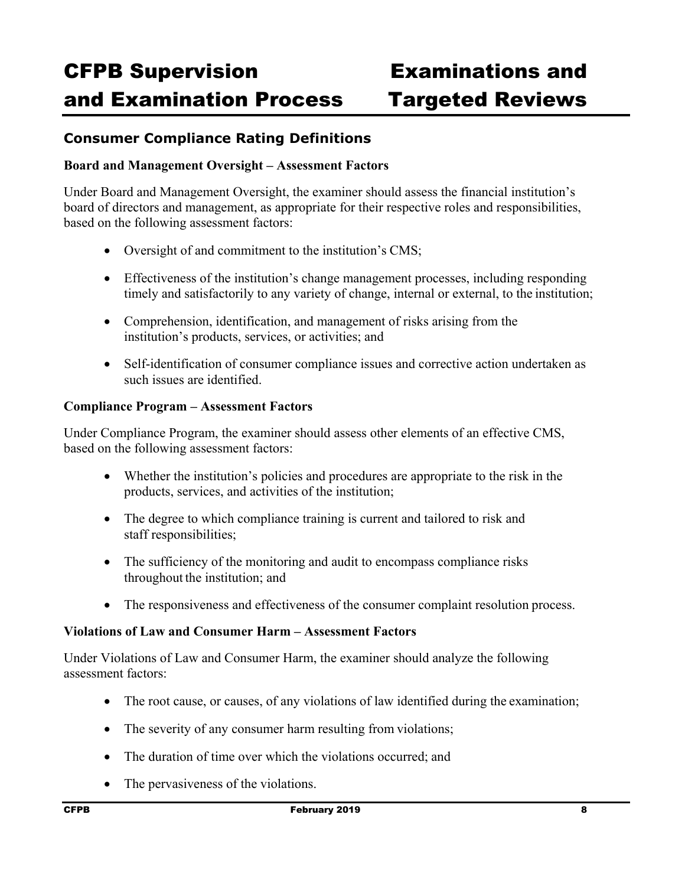## Consumer Compliance Rating Definitions

**Board and Management Oversight – Assessment Factors**

Under Board and Management Oversight, the examiner should assess the financial institution's board of directors and management, as appropriate for their respective roles and responsibilities, based on the following assessment factors:

- Oversight of and commitment to the institution's CMS;
- Effectiveness of the institution's change management processes, including responding timely and satisfactorily to any variety of change, internal or external, to the institution;
- Comprehension, identification, and management of risks arising from the institution's products, services, or activities; and
- Self-identification of consumer compliance issues and corrective action undertaken as such issues are identified.

**Compliance Program – Assessment Factors**

Under Compliance Program, the examiner should assess other elements of an effective CMS, based on the following assessment factors:

- Whether the institution's policies and procedures are appropriate to the risk in the products, services, and activities of the institution;
- The degree to which compliance training is current and tailored to risk and staff responsibilities;
- The sufficiency of the monitoring and audit to encompass compliance risks throughout the institution; and
- The responsiveness and effectiveness of the consumer complaint resolution process.

**Violations of Law and Consumer Harm – Assessment Factors**

Under Violations of Law and Consumer Harm, the examiner should analyze the following assessment factors:

- The root cause, or causes, of any violations of law identified during the examination;
- The severity of any consumer harm resulting from violations;
- The duration of time over which the violations occurred; and
- The pervasiveness of the violations.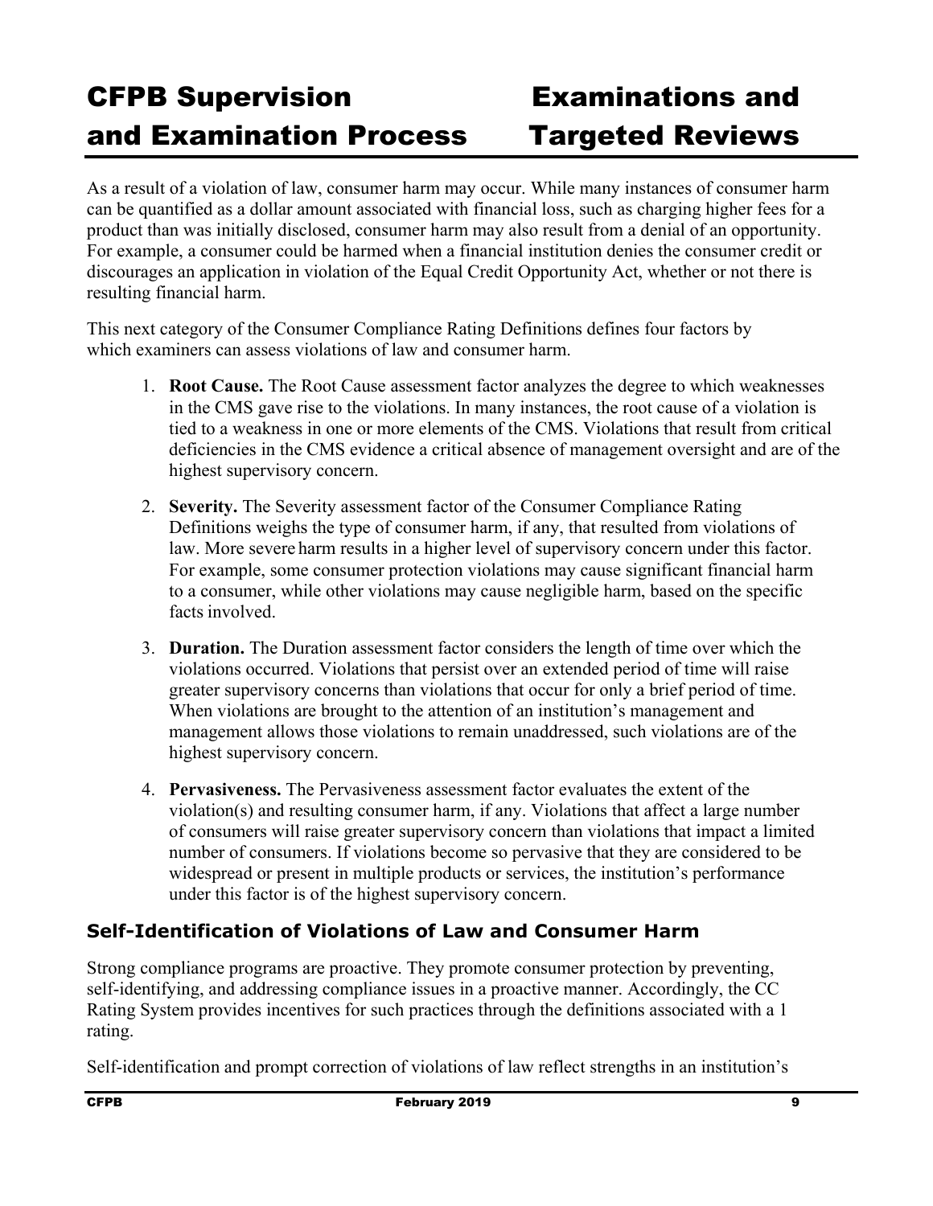As a result of a violation of law, consumer harm may occur. While many instances of consumer harm can be quantified as a dollar amount associated with financial loss, such as charging higher fees for a product than was initially disclosed, consumer harm may also result from a denial of an opportunity. For example, a consumer could be harmed when a financial institution denies the consumer credit or discourages an application in violation of the Equal Credit Opportunity Act, whether or not there is resulting financial harm.

This next category of the Consumer Compliance Rating Definitions defines four factors by which examiners can assess violations of law and consumer harm.

1. **Root Cause.** The Root Cause assessment factor analyzes the degree to which weaknesses in the CMS gave rise to the violations. In many instances, the root cause of a violation is tied to a weakness in one or more elements of the CMS. Violations that result from critical deficiencies in the CMS evidence a critical absence of management oversight and are of the highest supervisory concern.
2. **Severity.** The Severity assessment factor of the Consumer Compliance Rating Definitions weighs the type of consumer harm, if any, that resulted from violations of law. More severe harm results in a higher level of supervisory concern under this factor. For example, some consumer protection violations may cause significant financial harm to a consumer, while other violations may cause negligible harm, based on the specific facts involved.
3. **Duration.** The Duration assessment factor considers the length of time over which the violations occurred. Violations that persist over an extended period of time will raise greater supervisory concerns than violations that occur for only a brief period of time. When violations are brought to the attention of an institution's management and management allows those violations to remain unaddressed, such violations are of the highest supervisory concern.
4. **Pervasiveness.** The Pervasiveness assessment factor evaluates the extent of the violation(s) and resulting consumer harm, if any. Violations that affect a large number of consumers will raise greater supervisory concern than violations that impact a limited number of consumers. If violations become so pervasive that they are considered to be widespread or present in multiple products or services, the institution's performance under this factor is of the highest supervisory concern.

### Self-Identification of Violations of Law and Consumer Harm

Strong compliance programs are proactive. They promote consumer protection by preventing, self-identifying, and addressing compliance issues in a proactive manner. Accordingly, the CC Rating System provides incentives for such practices through the definitions associated with a 1 rating.

Self-identification and prompt correction of violations of law reflect strengths in an institution's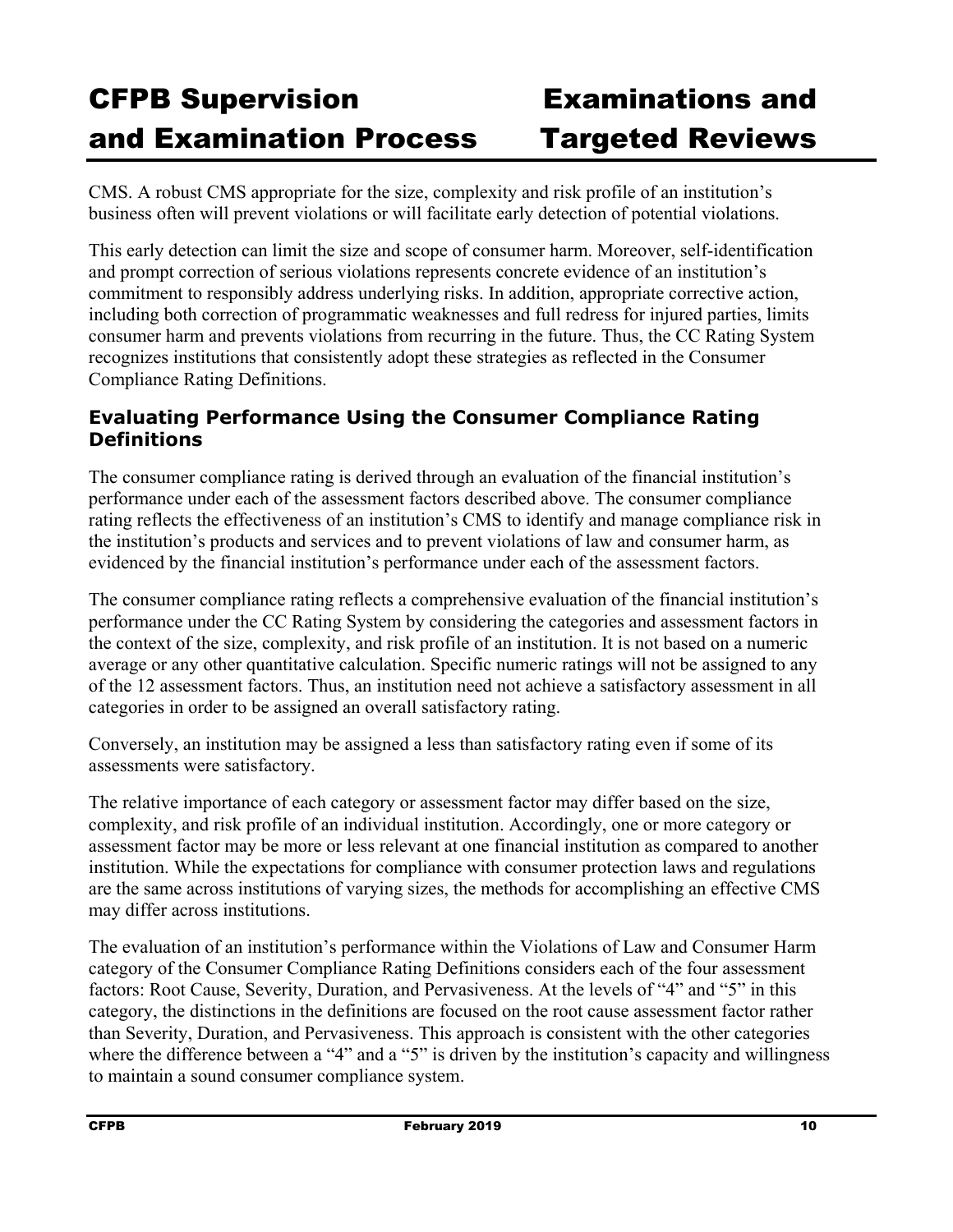CMS. A robust CMS appropriate for the size, complexity and risk profile of an institution's business often will prevent violations or will facilitate early detection of potential violations.

This early detection can limit the size and scope of consumer harm. Moreover, self-identification and prompt correction of serious violations represents concrete evidence of an institution's commitment to responsibly address underlying risks. In addition, appropriate corrective action, including both correction of programmatic weaknesses and full redress for injured parties, limits consumer harm and prevents violations from recurring in the future. Thus, the CC Rating System recognizes institutions that consistently adopt these strategies as reflected in the Consumer Compliance Rating Definitions.

### Evaluating Performance Using the Consumer Compliance Rating Definitions

The consumer compliance rating is derived through an evaluation of the financial institution's performance under each of the assessment factors described above. The consumer compliance rating reflects the effectiveness of an institution's CMS to identify and manage compliance risk in the institution's products and services and to prevent violations of law and consumer harm, as evidenced by the financial institution's performance under each of the assessment factors.

The consumer compliance rating reflects a comprehensive evaluation of the financial institution's performance under the CC Rating System by considering the categories and assessment factors in the context of the size, complexity, and risk profile of an institution. It is not based on a numeric average or any other quantitative calculation. Specific numeric ratings will not be assigned to any of the 12 assessment factors. Thus, an institution need not achieve a satisfactory assessment in all categories in order to be assigned an overall satisfactory rating.

Conversely, an institution may be assigned a less than satisfactory rating even if some of its assessments were satisfactory.

The relative importance of each category or assessment factor may differ based on the size, complexity, and risk profile of an individual institution. Accordingly, one or more category or assessment factor may be more or less relevant at one financial institution as compared to another institution. While the expectations for compliance with consumer protection laws and regulations are the same across institutions of varying sizes, the methods for accomplishing an effective CMS may differ across institutions.

The evaluation of an institution's performance within the Violations of Law and Consumer Harm category of the Consumer Compliance Rating Definitions considers each of the four assessment factors: Root Cause, Severity, Duration, and Pervasiveness. At the levels of "4" and "5" in this category, the distinctions in the definitions are focused on the root cause assessment factor rather than Severity, Duration, and Pervasiveness. This approach is consistent with the other categories where the difference between a "4" and a "5" is driven by the institution's capacity and willingness to maintain a sound consumer compliance system.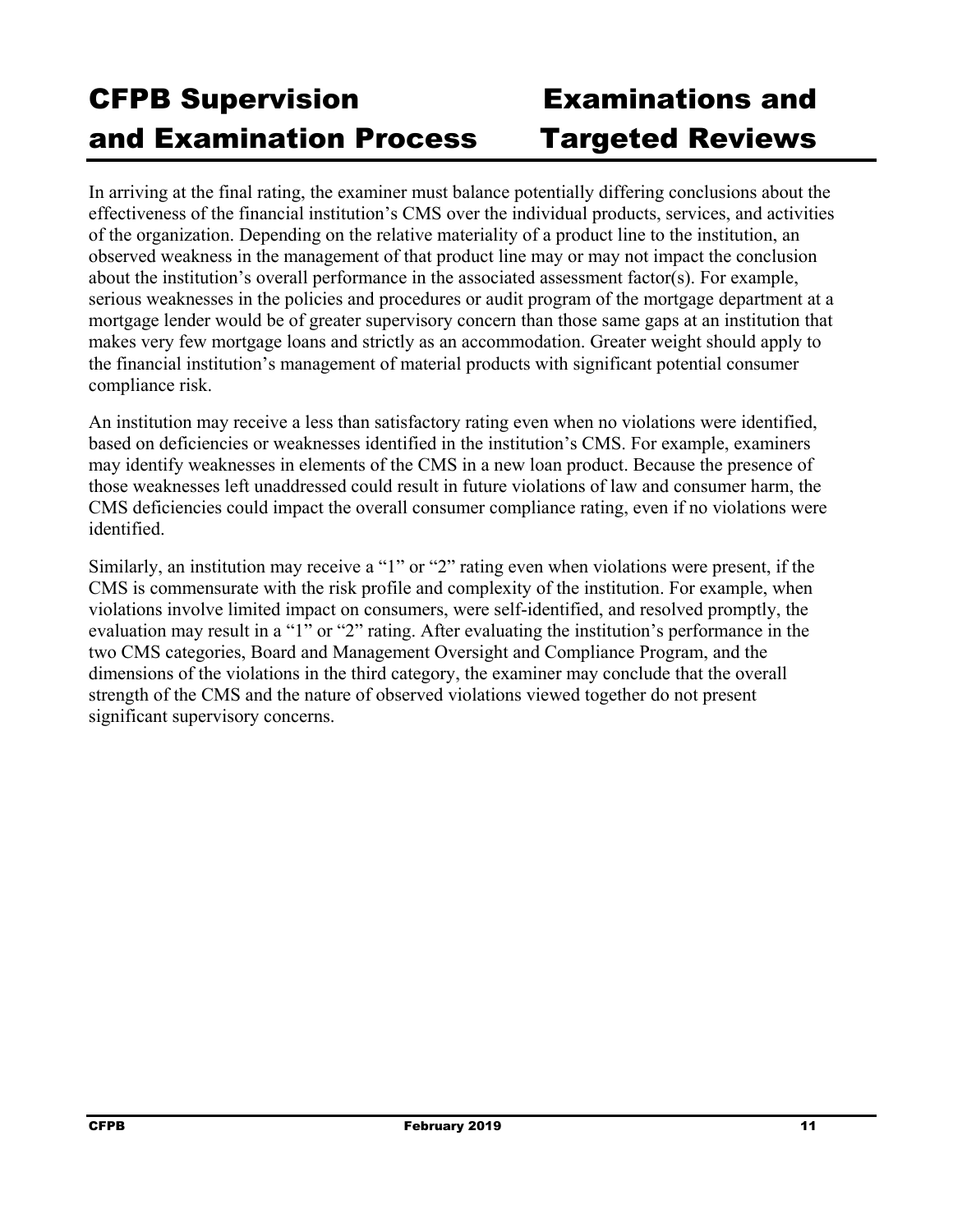In arriving at the final rating, the examiner must balance potentially differing conclusions about the effectiveness of the financial institution's CMS over the individual products, services, and activities of the organization. Depending on the relative materiality of a product line to the institution, an observed weakness in the management of that product line may or may not impact the conclusion about the institution's overall performance in the associated assessment factor(s). For example, serious weaknesses in the policies and procedures or audit program of the mortgage department at a mortgage lender would be of greater supervisory concern than those same gaps at an institution that makes very few mortgage loans and strictly as an accommodation. Greater weight should apply to the financial institution's management of material products with significant potential consumer compliance risk.

An institution may receive a less than satisfactory rating even when no violations were identified, based on deficiencies or weaknesses identified in the institution's CMS. For example, examiners may identify weaknesses in elements of the CMS in a new loan product. Because the presence of those weaknesses left unaddressed could result in future violations of law and consumer harm, the CMS deficiencies could impact the overall consumer compliance rating, even if no violations were identified.

Similarly, an institution may receive a "1" or "2" rating even when violations were present, if the CMS is commensurate with the risk profile and complexity of the institution. For example, when violations involve limited impact on consumers, were self-identified, and resolved promptly, the evaluation may result in a "1" or "2" rating. After evaluating the institution's performance in the two CMS categories, Board and Management Oversight and Compliance Program, and the dimensions of the violations in the third category, the examiner may conclude that the overall strength of the CMS and the nature of observed violations viewed together do not present significant supervisory concerns.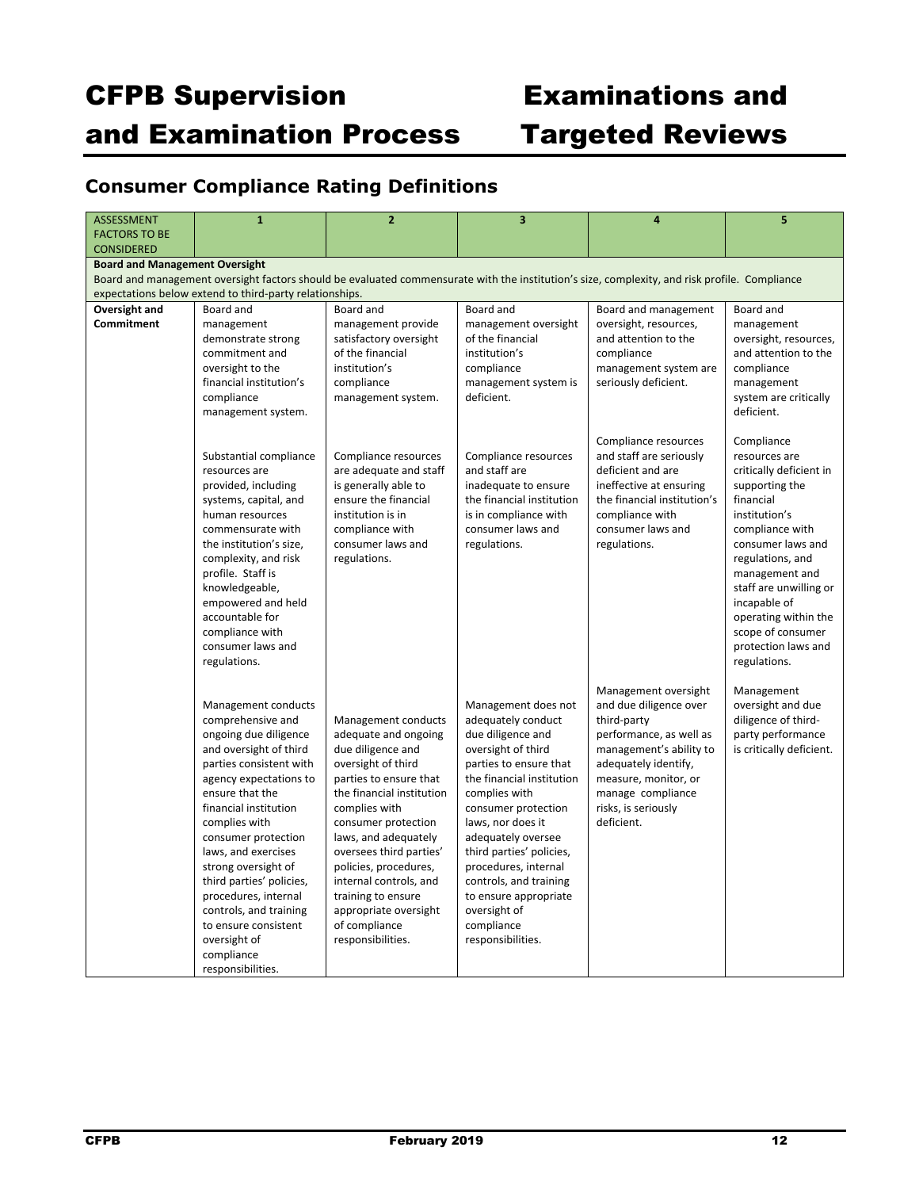## Consumer Compliance Rating Definitions

| ASSESSMENT FACTORS TO BE CONSIDERED | 1 | 2 | 3 | 4 | 5 |
|---|---|---|---|---|---|
| **Board and Management Oversight** Board and management oversight factors should be evaluated commensurate with the institution's size, complexity, and risk profile. Compliance expectations below extend to third-party relationships. | | | | | |
| **Oversight and Commitment** | Board and management demonstrate strong commitment and oversight to the financial institution's compliance management system. | Board and management provide satisfactory oversight of the financial institution's compliance management system. | Board and management oversight of the financial institution's compliance management system is deficient. | Board and management oversight, resources, and attention to the compliance management system are seriously deficient. | Board and management oversight, resources, and attention to the compliance management system are critically deficient. |
| | Substantial compliance resources are provided, including systems, capital, and human resources commensurate with the institution's size, complexity, and risk profile. Staff is knowledgeable, empowered and held accountable for compliance with consumer laws and regulations. | Compliance resources are adequate and staff is generally able to ensure the financial institution is in compliance with consumer laws and regulations. | Compliance resources and staff are inadequate to ensure the financial institution is in compliance with consumer laws and regulations. | Compliance resources and staff are seriously deficient and are ineffective at ensuring the financial institution's compliance with consumer laws and regulations. | Compliance resources are critically deficient in supporting the financial institution's compliance with consumer laws and regulations, and management and staff are unwilling or incapable of operating within the scope of consumer protection laws and regulations. |
| | Management conducts comprehensive and ongoing due diligence and oversight of third parties consistent with agency expectations to ensure that the financial institution complies with consumer protection laws, and exercises strong oversight of third parties' policies, procedures, internal controls, and training to ensure consistent oversight of compliance responsibilities. | Management conducts adequate and ongoing due diligence and oversight of third parties to ensure that the financial institution complies with consumer protection laws, and adequately oversees third parties' policies, procedures, internal controls, and training to ensure appropriate oversight of compliance responsibilities. | Management does not adequately conduct due diligence and oversight of third parties to ensure that the financial institution complies with consumer protection laws, nor does it adequately oversee third parties' policies, procedures, internal controls, and training to ensure appropriate oversight of compliance responsibilities. | Management oversight and due diligence over third-party performance, as well as management's ability to adequately identify, measure, monitor, or manage compliance risks, is seriously deficient. | Management oversight and due diligence of third-party performance is critically deficient. |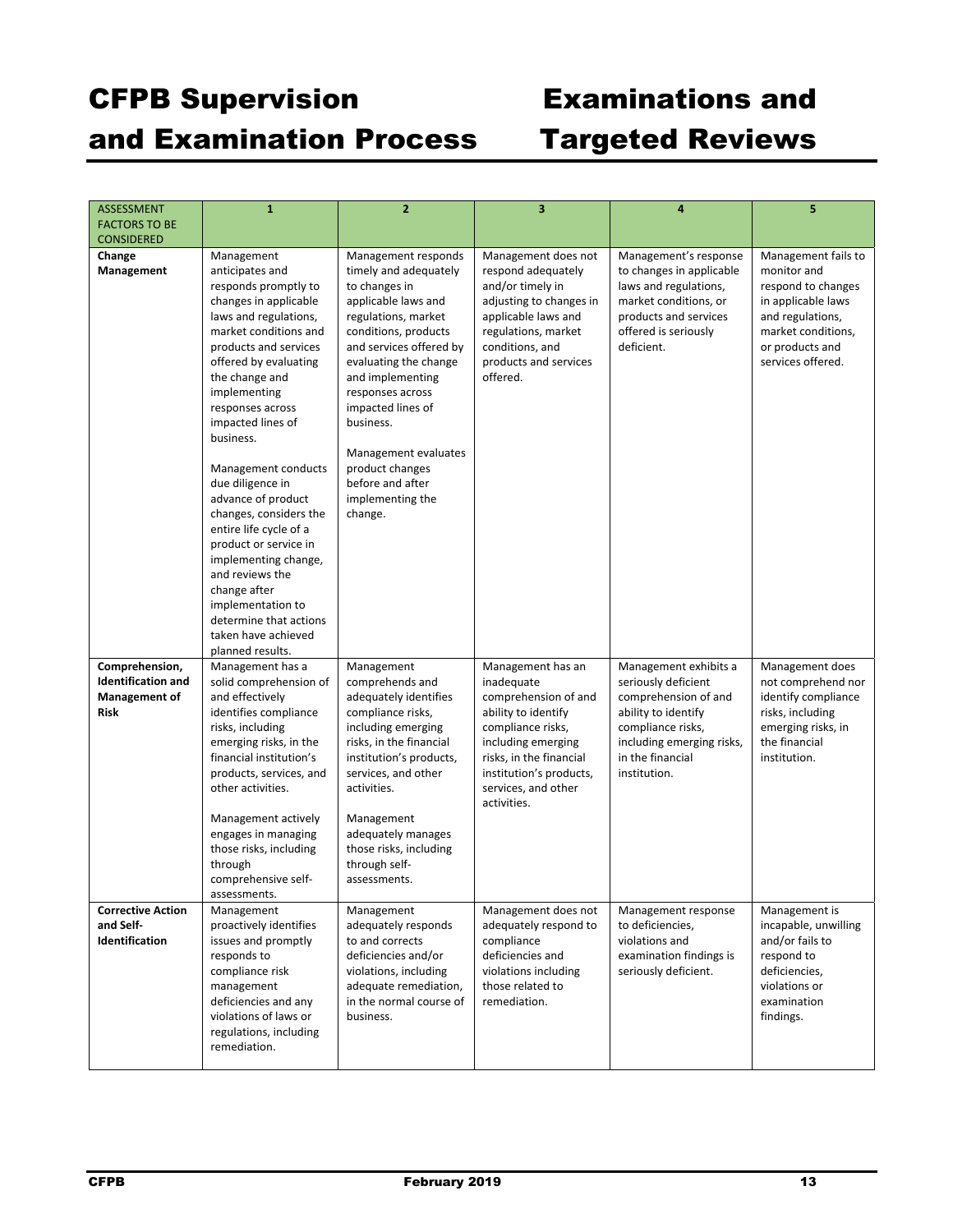| ASSESSMENT FACTORS TO BE CONSIDERED | 1 | 2 | 3 | 4 | 5 |
|---|---|---|---|---|---|
| **Change Management** | Management anticipates and responds promptly to changes in applicable laws and regulations, market conditions and products and services offered by evaluating the change and implementing responses across impacted lines of business.<br><br>Management conducts due diligence in advance of product changes, considers the entire life cycle of a product or service in implementing change, and reviews the change after implementation to determine that actions taken have achieved planned results. | Management responds timely and adequately to changes in applicable laws and regulations, market conditions, products and services offered by evaluating the change and implementing responses across impacted lines of business.<br><br>Management evaluates product changes before and after implementing the change. | Management does not respond adequately and/or timely in adjusting to changes in applicable laws and regulations, market conditions, and products and services offered. | Management's response to changes in applicable laws and regulations, market conditions, or products and services offered is seriously deficient. | Management fails to monitor and respond to changes in applicable laws and regulations, market conditions, or products and services offered. |
| **Comprehension, Identification and Management of Risk** | Management has a solid comprehension of and effectively identifies compliance risks, including emerging risks, in the financial institution's products, services, and other activities.<br><br>Management actively engages in managing those risks, including through comprehensive self-assessments. | Management comprehends and adequately identifies compliance risks, including emerging risks, in the financial institution's products, services, and other activities.<br><br>Management adequately manages those risks, including through self-assessments. | Management has an inadequate comprehension of and ability to identify compliance risks, including emerging risks, in the financial institution's products, services, and other activities. | Management exhibits a seriously deficient comprehension of and ability to identify compliance risks, including emerging risks, in the financial institution. | Management does not comprehend nor identify compliance risks, including emerging risks, in the financial institution. |
| **Corrective Action and Self-Identification** | Management proactively identifies issues and promptly responds to compliance risk management deficiencies and any violations of laws or regulations, including remediation. | Management adequately responds to and corrects deficiencies and/or violations, including adequate remediation, in the normal course of business. | Management does not adequately respond to compliance deficiencies and violations including those related to remediation. | Management response to deficiencies, violations and examination findings is seriously deficient. | Management is incapable, unwilling and/or fails to respond to deficiencies, violations or examination findings. |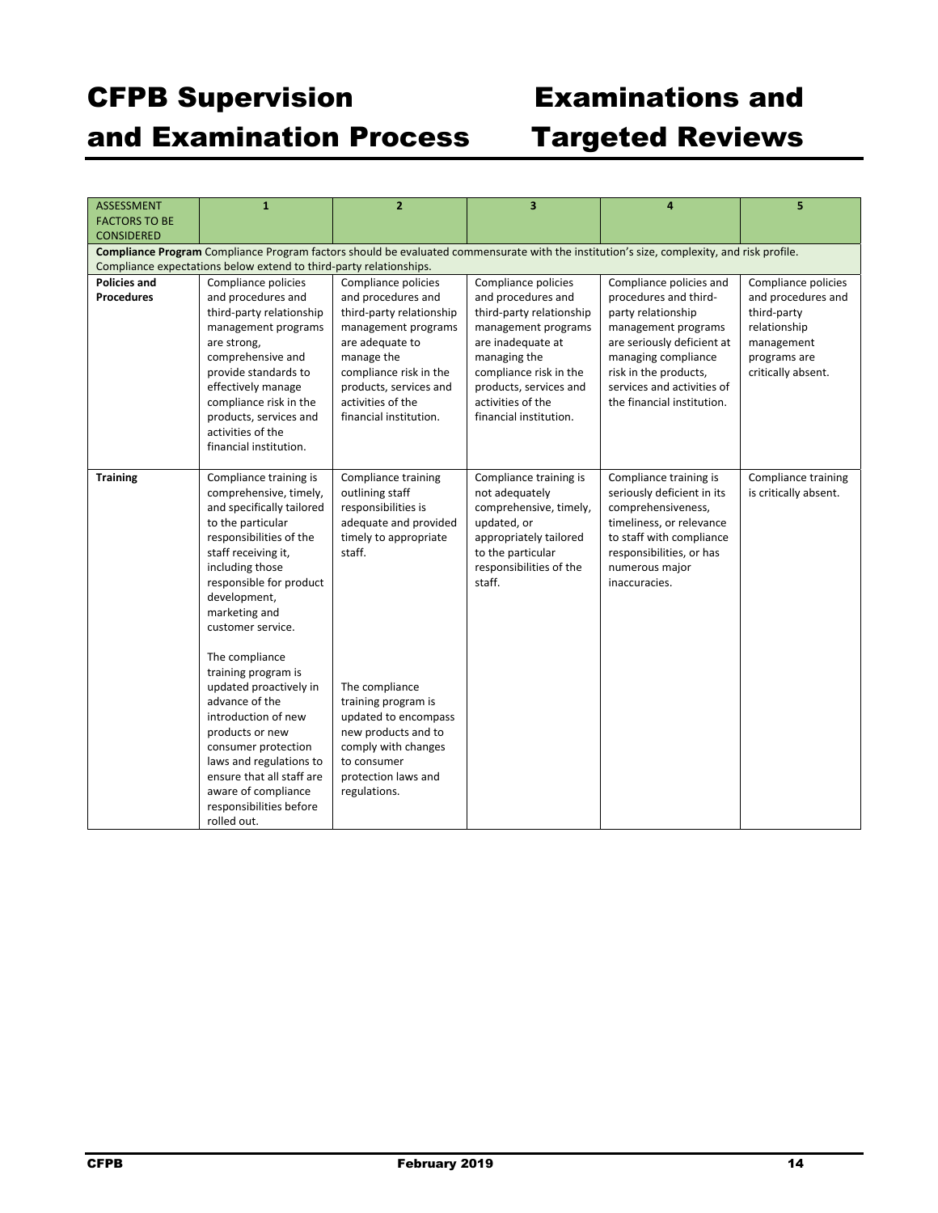| ASSESSMENT FACTORS TO BE CONSIDERED | 1 | 2 | 3 | 4 | 5 |
|---|---|---|---|---|---|
| **Compliance Program** Compliance Program factors should be evaluated commensurate with the institution's size, complexity, and risk profile. Compliance expectations below extend to third-party relationships. | | | | | |
| **Policies and Procedures** | Compliance policies and procedures and third-party relationship management programs are strong, comprehensive and provide standards to effectively manage compliance risk in the products, services and activities of the financial institution. | Compliance policies and procedures and third-party relationship management programs are adequate to manage the compliance risk in the products, services and activities of the financial institution. | Compliance policies and procedures and third-party relationship management programs are inadequate at managing the compliance risk in the products, services and activities of the financial institution. | Compliance policies and procedures and third-party relationship management programs are seriously deficient at managing compliance risk in the products, services and activities of the financial institution. | Compliance policies and procedures and third-party relationship management programs are critically absent. |
| **Training** | Compliance training is comprehensive, timely, and specifically tailored to the particular responsibilities of the staff receiving it, including those responsible for product development, marketing and customer service.<br><br>The compliance training program is updated proactively in advance of the introduction of new products or new consumer protection laws and regulations to ensure that all staff are aware of compliance responsibilities before rolled out. | Compliance training outlining staff responsibilities is adequate and provided timely to appropriate staff.<br><br>The compliance training program is updated to encompass new products and to comply with changes to consumer protection laws and regulations. | Compliance training is not adequately comprehensive, timely, updated, or appropriately tailored to the particular responsibilities of the staff. | Compliance training is seriously deficient in its comprehensiveness, timeliness, or relevance to staff with compliance responsibilities, or has numerous major inaccuracies. | Compliance training is critically absent. |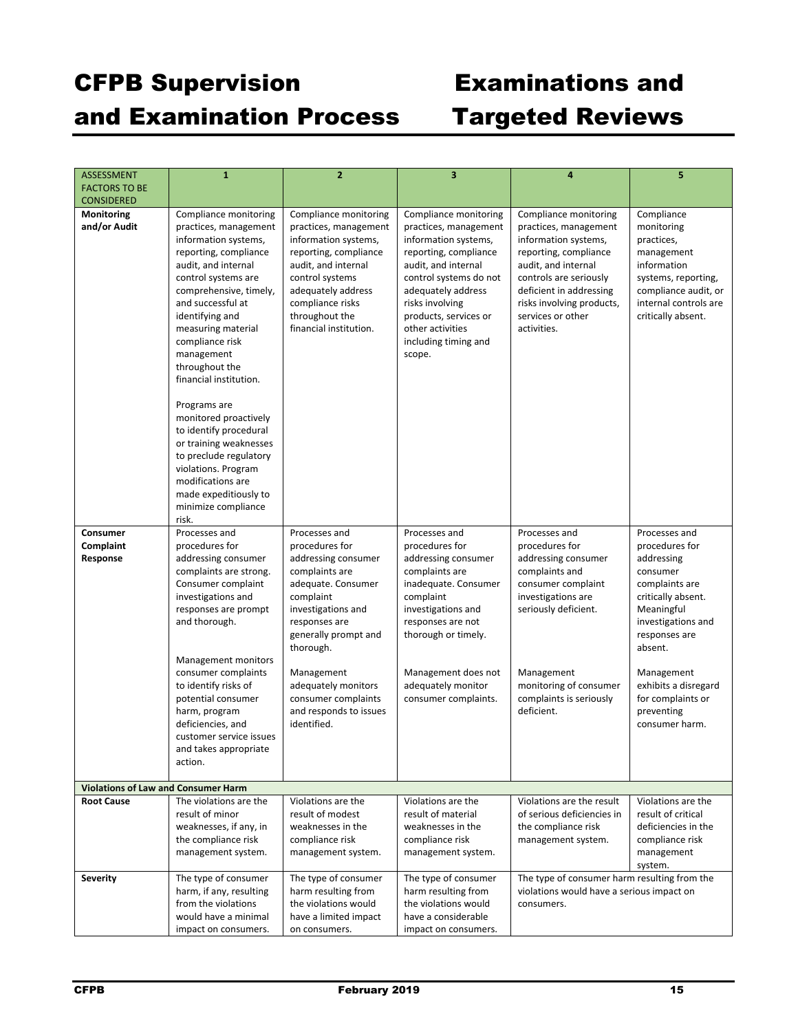| ASSESSMENT FACTORS TO BE CONSIDERED | 1 | 2 | 3 | 4 | 5 |
|---|---|---|---|---|---|
| **Monitoring and/or Audit** | Compliance monitoring practices, management information systems, reporting, compliance audit, and internal control systems are comprehensive, timely, and successful at identifying and measuring material compliance risk management throughout the financial institution.<br><br>Programs are monitored proactively to identify procedural or training weaknesses to preclude regulatory violations. Program modifications are made expeditiously to minimize compliance risk. | Compliance monitoring practices, management information systems, reporting, compliance audit, and internal control systems adequately address compliance risks throughout the financial institution. | Compliance monitoring practices, management information systems, reporting, compliance audit, and internal control systems do not adequately address risks involving products, services or other activities including timing and scope. | Compliance monitoring practices, management information systems, reporting, compliance audit, and internal controls are seriously deficient in addressing risks involving products, services or other activities. | Compliance monitoring practices, management information systems, reporting, compliance audit, or internal controls are critically absent. |
| **Consumer Complaint Response** | Processes and procedures for addressing consumer complaints are strong. Consumer complaint investigations and responses are prompt and thorough.<br><br>Management monitors consumer complaints to identify risks of potential consumer harm, program deficiencies, and customer service issues and takes appropriate action. | Processes and procedures for addressing consumer complaints are adequate. Consumer complaint investigations and responses are generally prompt and thorough.<br><br>Management adequately monitors consumer complaints and responds to issues identified. | Processes and procedures for addressing consumer complaints are inadequate. Consumer complaint investigations and responses are not thorough or timely.<br><br>Management does not adequately monitor consumer complaints. | Processes and procedures for addressing consumer complaints and consumer complaint investigations are seriously deficient.<br><br>Management monitoring of consumer complaints is seriously deficient. | Processes and procedures for addressing consumer complaints are critically absent. Meaningful investigations and responses are absent.<br><br>Management exhibits a disregard for complaints or preventing consumer harm. |
| **Violations of Law and Consumer Harm** | | | | | |
| **Root Cause** | The violations are the result of minor weaknesses, if any, in the compliance risk management system. | Violations are the result of modest weaknesses in the compliance risk management system. | Violations are the result of material weaknesses in the compliance risk management system. | Violations are the result of serious deficiencies in the compliance risk management system. | Violations are the result of critical deficiencies in the compliance risk management system. |
| **Severity** | The type of consumer harm, if any, resulting from the violations would have a minimal impact on consumers. | The type of consumer harm resulting from the violations would have a limited impact on consumers. | The type of consumer harm resulting from the violations would have a considerable impact on consumers. | The type of consumer harm resulting from the violations would have a serious impact on consumers. | |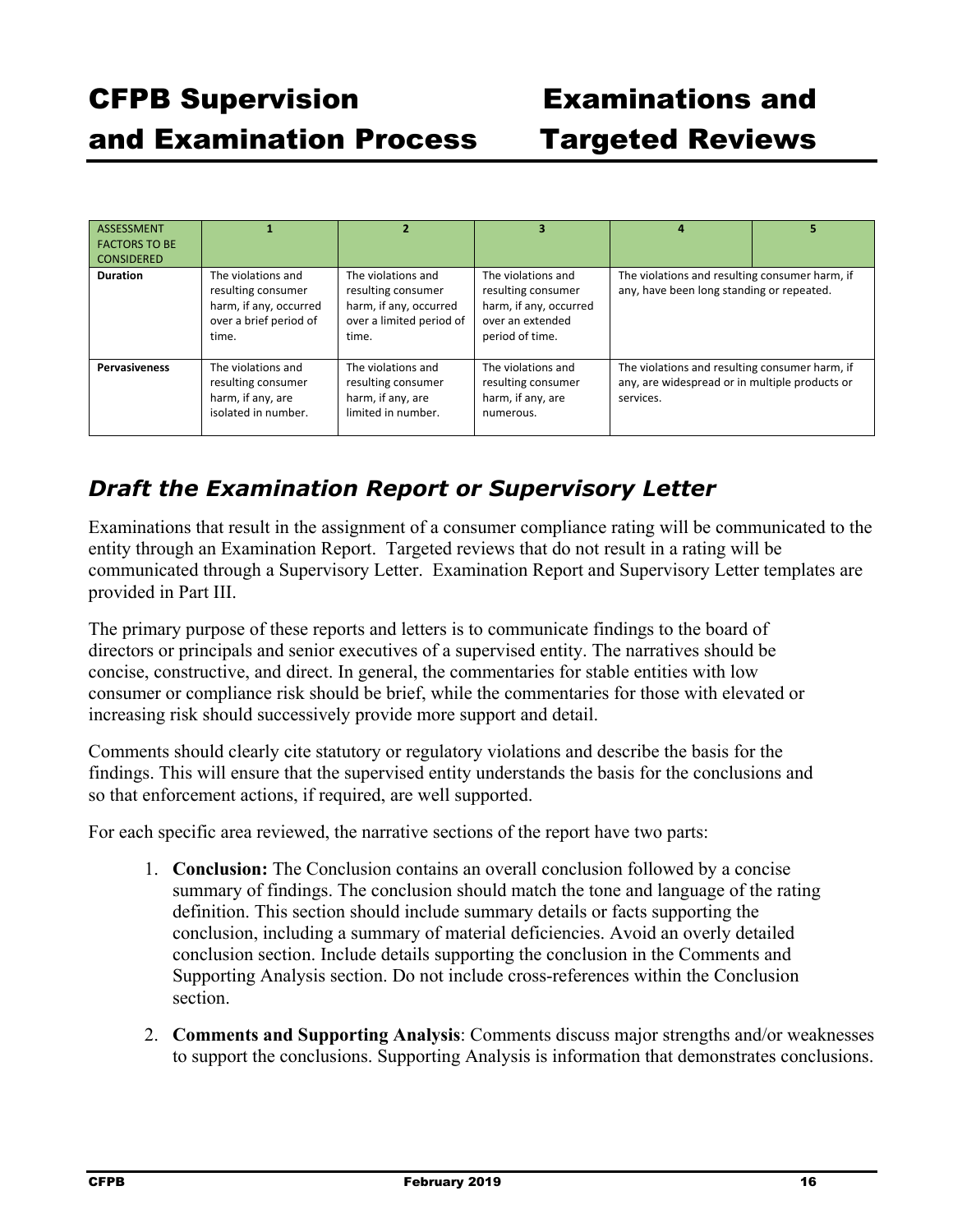| ASSESSMENT FACTORS TO BE CONSIDERED | 1 | 2 | 3 | 4 | 5 |
|---|---|---|---|---|---|
| **Duration** | The violations and resulting consumer harm, if any, occurred over a brief period of time. | The violations and resulting consumer harm, if any, occurred over a limited period of time. | The violations and resulting consumer harm, if any, occurred over an extended period of time. | The violations and resulting consumer harm, if any, have been long standing or repeated. | |
| **Pervasiveness** | The violations and resulting consumer harm, if any, are isolated in number. | The violations and resulting consumer harm, if any, are limited in number. | The violations and resulting consumer harm, if any, are numerous. | The violations and resulting consumer harm, if any, are widespread or in multiple products or services. | |

## *Draft the Examination Report or Supervisory Letter*

Examinations that result in the assignment of a consumer compliance rating will be communicated to the entity through an Examination Report. Targeted reviews that do not result in a rating will be communicated through a Supervisory Letter. Examination Report and Supervisory Letter templates are provided in Part III.

The primary purpose of these reports and letters is to communicate findings to the board of directors or principals and senior executives of a supervised entity. The narratives should be concise, constructive, and direct. In general, the commentaries for stable entities with low consumer or compliance risk should be brief, while the commentaries for those with elevated or increasing risk should successively provide more support and detail.

Comments should clearly cite statutory or regulatory violations and describe the basis for the findings. This will ensure that the supervised entity understands the basis for the conclusions and so that enforcement actions, if required, are well supported.

For each specific area reviewed, the narrative sections of the report have two parts:

1. **Conclusion:** The Conclusion contains an overall conclusion followed by a concise summary of findings. The conclusion should match the tone and language of the rating definition. This section should include summary details or facts supporting the conclusion, including a summary of material deficiencies. Avoid an overly detailed conclusion section. Include details supporting the conclusion in the Comments and Supporting Analysis section. Do not include cross-references within the Conclusion section.

2. **Comments and Supporting Analysis**: Comments discuss major strengths and/or weaknesses to support the conclusions. Supporting Analysis is information that demonstrates conclusions.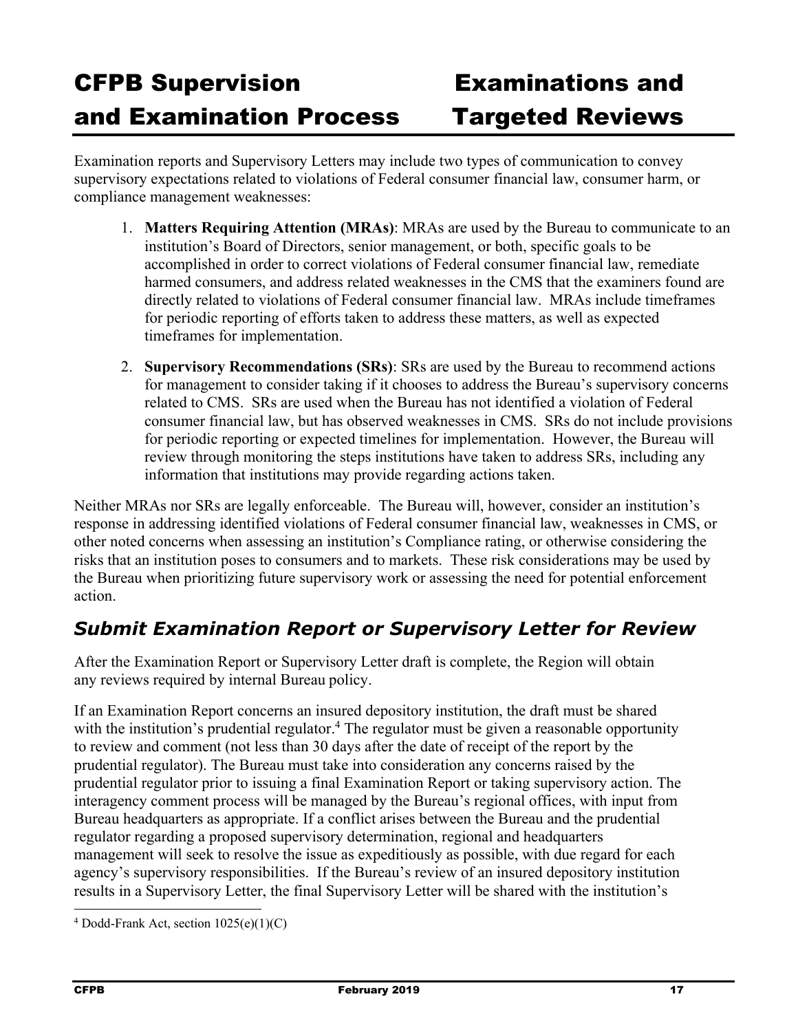Examination reports and Supervisory Letters may include two types of communication to convey supervisory expectations related to violations of Federal consumer financial law, consumer harm, or compliance management weaknesses:

1. **Matters Requiring Attention (MRAs)**: MRAs are used by the Bureau to communicate to an institution's Board of Directors, senior management, or both, specific goals to be accomplished in order to correct violations of Federal consumer financial law, remediate harmed consumers, and address related weaknesses in the CMS that the examiners found are directly related to violations of Federal consumer financial law. MRAs include timeframes for periodic reporting of efforts taken to address these matters, as well as expected timeframes for implementation.
2. **Supervisory Recommendations (SRs)**: SRs are used by the Bureau to recommend actions for management to consider taking if it chooses to address the Bureau's supervisory concerns related to CMS. SRs are used when the Bureau has not identified a violation of Federal consumer financial law, but has observed weaknesses in CMS. SRs do not include provisions for periodic reporting or expected timelines for implementation. However, the Bureau will review through monitoring the steps institutions have taken to address SRs, including any information that institutions may provide regarding actions taken.

Neither MRAs nor SRs are legally enforceable. The Bureau will, however, consider an institution's response in addressing identified violations of Federal consumer financial law, weaknesses in CMS, or other noted concerns when assessing an institution's Compliance rating, or otherwise considering the risks that an institution poses to consumers and to markets. These risk considerations may be used by the Bureau when prioritizing future supervisory work or assessing the need for potential enforcement action.

## *Submit Examination Report or Supervisory Letter for Review*

After the Examination Report or Supervisory Letter draft is complete, the Region will obtain any reviews required by internal Bureau policy.

If an Examination Report concerns an insured depository institution, the draft must be shared with the institution's prudential regulator.[4] The regulator must be given a reasonable opportunity to review and comment (not less than 30 days after the date of receipt of the report by the prudential regulator). The Bureau must take into consideration any concerns raised by the prudential regulator prior to issuing a final Examination Report or taking supervisory action. The interagency comment process will be managed by the Bureau's regional offices, with input from Bureau headquarters as appropriate. If a conflict arises between the Bureau and the prudential regulator regarding a proposed supervisory determination, regional and headquarters management will seek to resolve the issue as expeditiously as possible, with due regard for each agency's supervisory responsibilities. If the Bureau's review of an insured depository institution results in a Supervisory Letter, the final Supervisory Letter will be shared with the institution's

[4] Dodd-Frank Act, section 1025(e)(1)(C)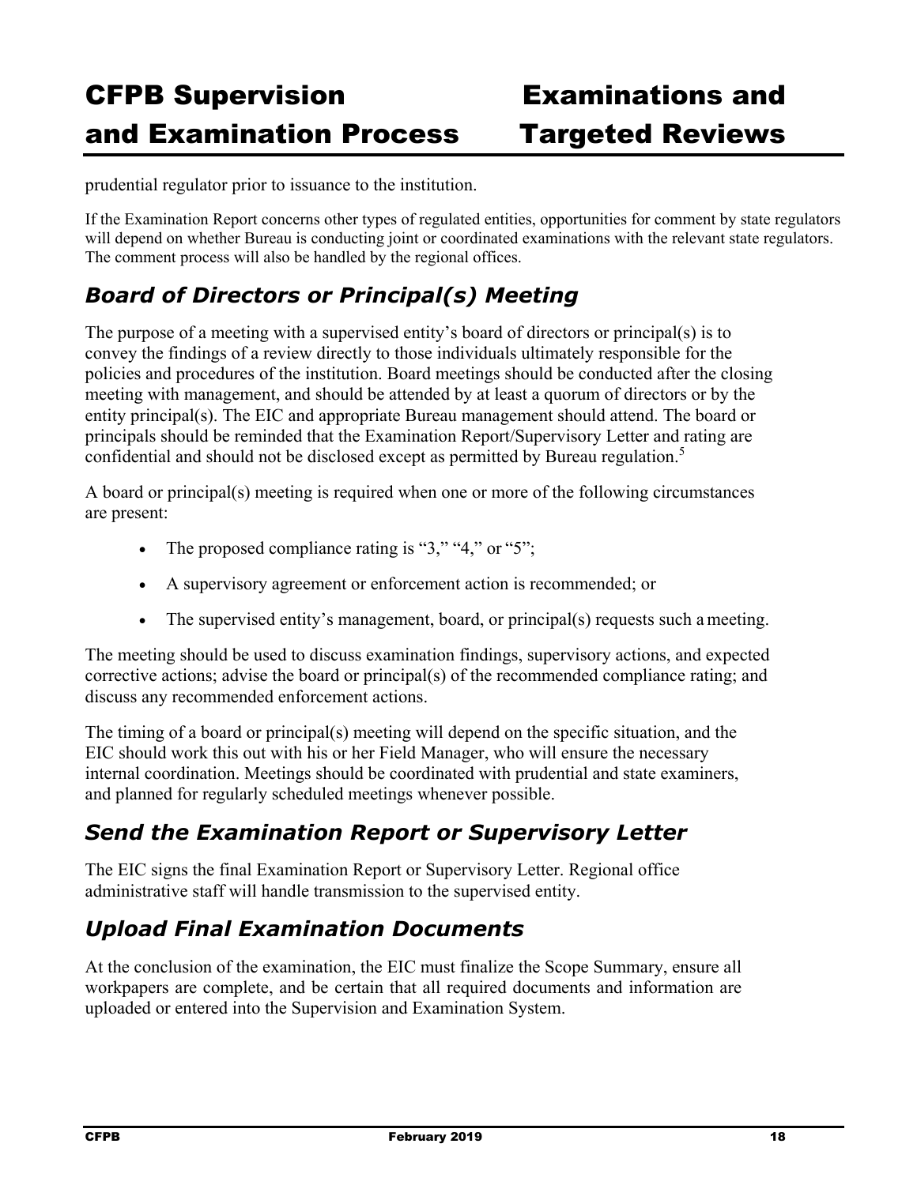prudential regulator prior to issuance to the institution.

If the Examination Report concerns other types of regulated entities, opportunities for comment by state regulators will depend on whether Bureau is conducting joint or coordinated examinations with the relevant state regulators. The comment process will also be handled by the regional offices.

## *Board of Directors or Principal(s) Meeting*

The purpose of a meeting with a supervised entity's board of directors or principal(s) is to convey the findings of a review directly to those individuals ultimately responsible for the policies and procedures of the institution. Board meetings should be conducted after the closing meeting with management, and should be attended by at least a quorum of directors or by the entity principal(s). The EIC and appropriate Bureau management should attend. The board or principals should be reminded that the Examination Report/Supervisory Letter and rating are confidential and should not be disclosed except as permitted by Bureau regulation.[5]

A board or principal(s) meeting is required when one or more of the following circumstances are present:

- The proposed compliance rating is "3," "4," or "5";
- A supervisory agreement or enforcement action is recommended; or
- The supervised entity's management, board, or principal(s) requests such a meeting.

The meeting should be used to discuss examination findings, supervisory actions, and expected corrective actions; advise the board or principal(s) of the recommended compliance rating; and discuss any recommended enforcement actions.

The timing of a board or principal(s) meeting will depend on the specific situation, and the EIC should work this out with his or her Field Manager, who will ensure the necessary internal coordination. Meetings should be coordinated with prudential and state examiners, and planned for regularly scheduled meetings whenever possible.

## *Send the Examination Report or Supervisory Letter*

The EIC signs the final Examination Report or Supervisory Letter. Regional office administrative staff will handle transmission to the supervised entity.

## *Upload Final Examination Documents*

At the conclusion of the examination, the EIC must finalize the Scope Summary, ensure all workpapers are complete, and be certain that all required documents and information are uploaded or entered into the Supervision and Examination System.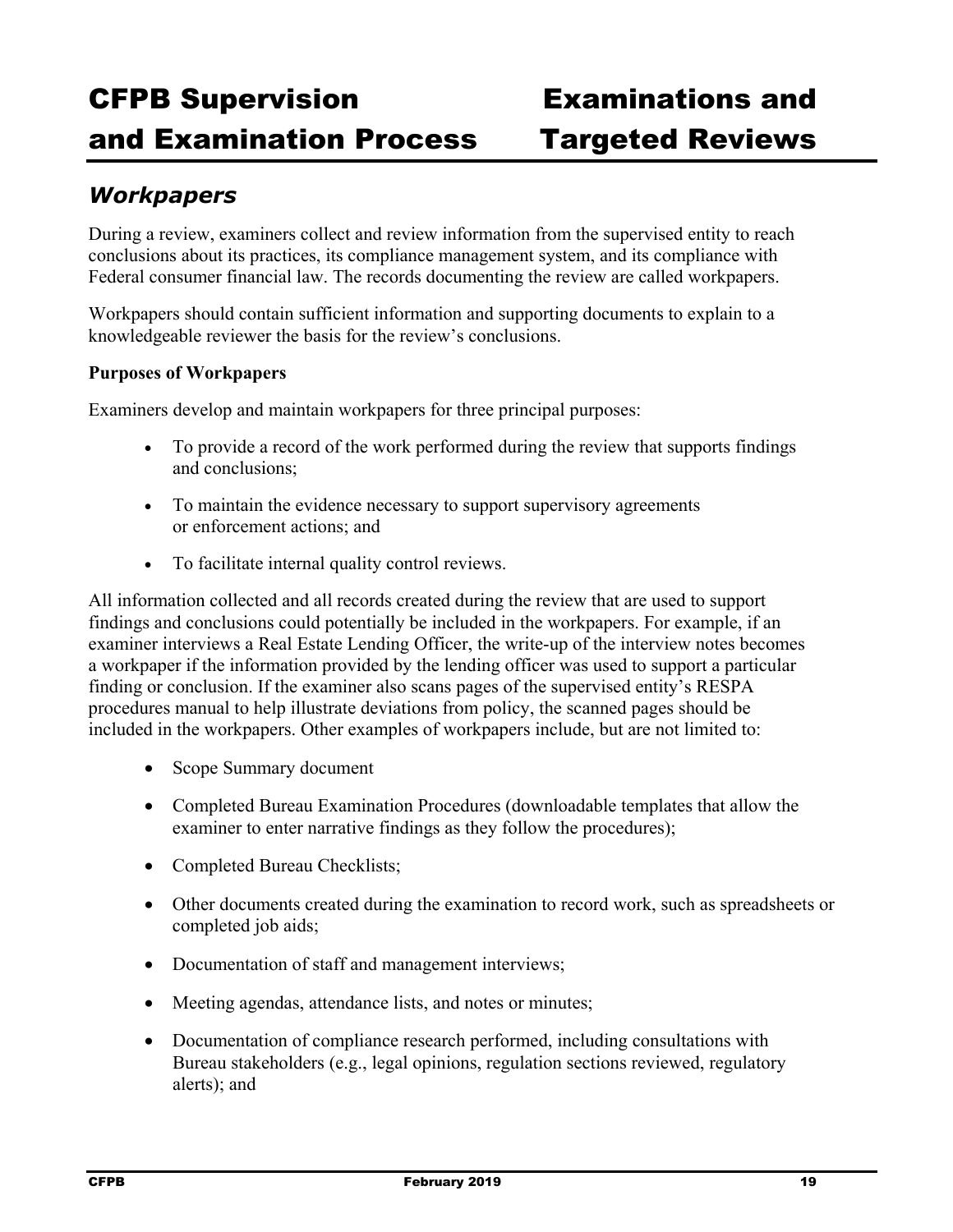## *Workpapers*

During a review, examiners collect and review information from the supervised entity to reach conclusions about its practices, its compliance management system, and its compliance with Federal consumer financial law. The records documenting the review are called workpapers.

Workpapers should contain sufficient information and supporting documents to explain to a knowledgeable reviewer the basis for the review's conclusions.

**Purposes of Workpapers**

Examiners develop and maintain workpapers for three principal purposes:

- To provide a record of the work performed during the review that supports findings and conclusions;
- To maintain the evidence necessary to support supervisory agreements or enforcement actions; and
- To facilitate internal quality control reviews.

All information collected and all records created during the review that are used to support findings and conclusions could potentially be included in the workpapers. For example, if an examiner interviews a Real Estate Lending Officer, the write-up of the interview notes becomes a workpaper if the information provided by the lending officer was used to support a particular finding or conclusion. If the examiner also scans pages of the supervised entity's RESPA procedures manual to help illustrate deviations from policy, the scanned pages should be included in the workpapers. Other examples of workpapers include, but are not limited to:

- Scope Summary document
- Completed Bureau Examination Procedures (downloadable templates that allow the examiner to enter narrative findings as they follow the procedures);
- Completed Bureau Checklists;
- Other documents created during the examination to record work, such as spreadsheets or completed job aids;
- Documentation of staff and management interviews;
- Meeting agendas, attendance lists, and notes or minutes;
- Documentation of compliance research performed, including consultations with Bureau stakeholders (e.g., legal opinions, regulation sections reviewed, regulatory alerts); and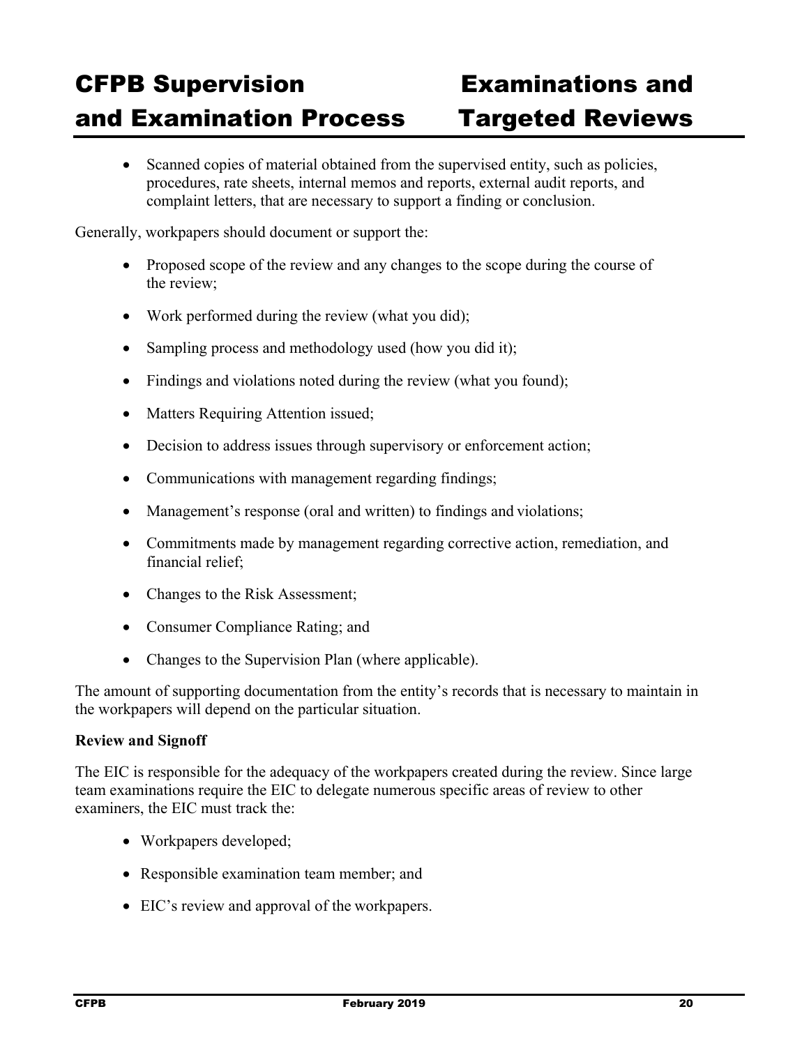- Scanned copies of material obtained from the supervised entity, such as policies, procedures, rate sheets, internal memos and reports, external audit reports, and complaint letters, that are necessary to support a finding or conclusion.

Generally, workpapers should document or support the:

- Proposed scope of the review and any changes to the scope during the course of the review;
- Work performed during the review (what you did);
- Sampling process and methodology used (how you did it);
- Findings and violations noted during the review (what you found);
- Matters Requiring Attention issued;
- Decision to address issues through supervisory or enforcement action;
- Communications with management regarding findings;
- Management's response (oral and written) to findings and violations;
- Commitments made by management regarding corrective action, remediation, and financial relief;
- Changes to the Risk Assessment;
- Consumer Compliance Rating; and
- Changes to the Supervision Plan (where applicable).

The amount of supporting documentation from the entity's records that is necessary to maintain in the workpapers will depend on the particular situation.

**Review and Signoff**

The EIC is responsible for the adequacy of the workpapers created during the review. Since large team examinations require the EIC to delegate numerous specific areas of review to other examiners, the EIC must track the:

- Workpapers developed;
- Responsible examination team member; and
- EIC's review and approval of the workpapers.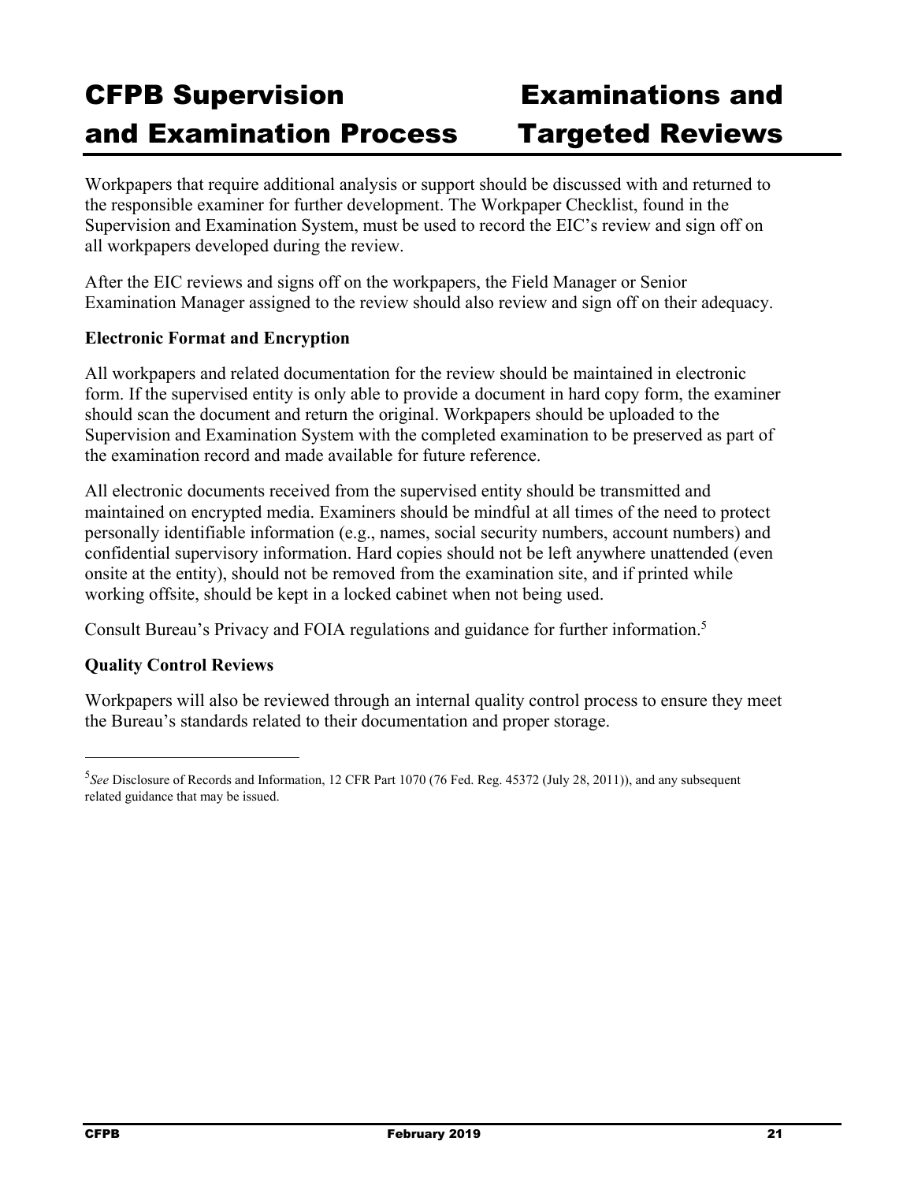Workpapers that require additional analysis or support should be discussed with and returned to the responsible examiner for further development. The Workpaper Checklist, found in the Supervision and Examination System, must be used to record the EIC's review and sign off on all workpapers developed during the review.

After the EIC reviews and signs off on the workpapers, the Field Manager or Senior Examination Manager assigned to the review should also review and sign off on their adequacy.

**Electronic Format and Encryption**

All workpapers and related documentation for the review should be maintained in electronic form. If the supervised entity is only able to provide a document in hard copy form, the examiner should scan the document and return the original. Workpapers should be uploaded to the Supervision and Examination System with the completed examination to be preserved as part of the examination record and made available for future reference.

All electronic documents received from the supervised entity should be transmitted and maintained on encrypted media. Examiners should be mindful at all times of the need to protect personally identifiable information (e.g., names, social security numbers, account numbers) and confidential supervisory information. Hard copies should not be left anywhere unattended (even onsite at the entity), should not be removed from the examination site, and if printed while working offsite, should be kept in a locked cabinet when not being used.

Consult Bureau's Privacy and FOIA regulations and guidance for further information.[5]

**Quality Control Reviews**

Workpapers will also be reviewed through an internal quality control process to ensure they meet the Bureau's standards related to their documentation and proper storage.

---

[5] *See* Disclosure of Records and Information, 12 CFR Part 1070 (76 Fed. Reg. 45372 (July 28, 2011)), and any subsequent related guidance that may be issued.